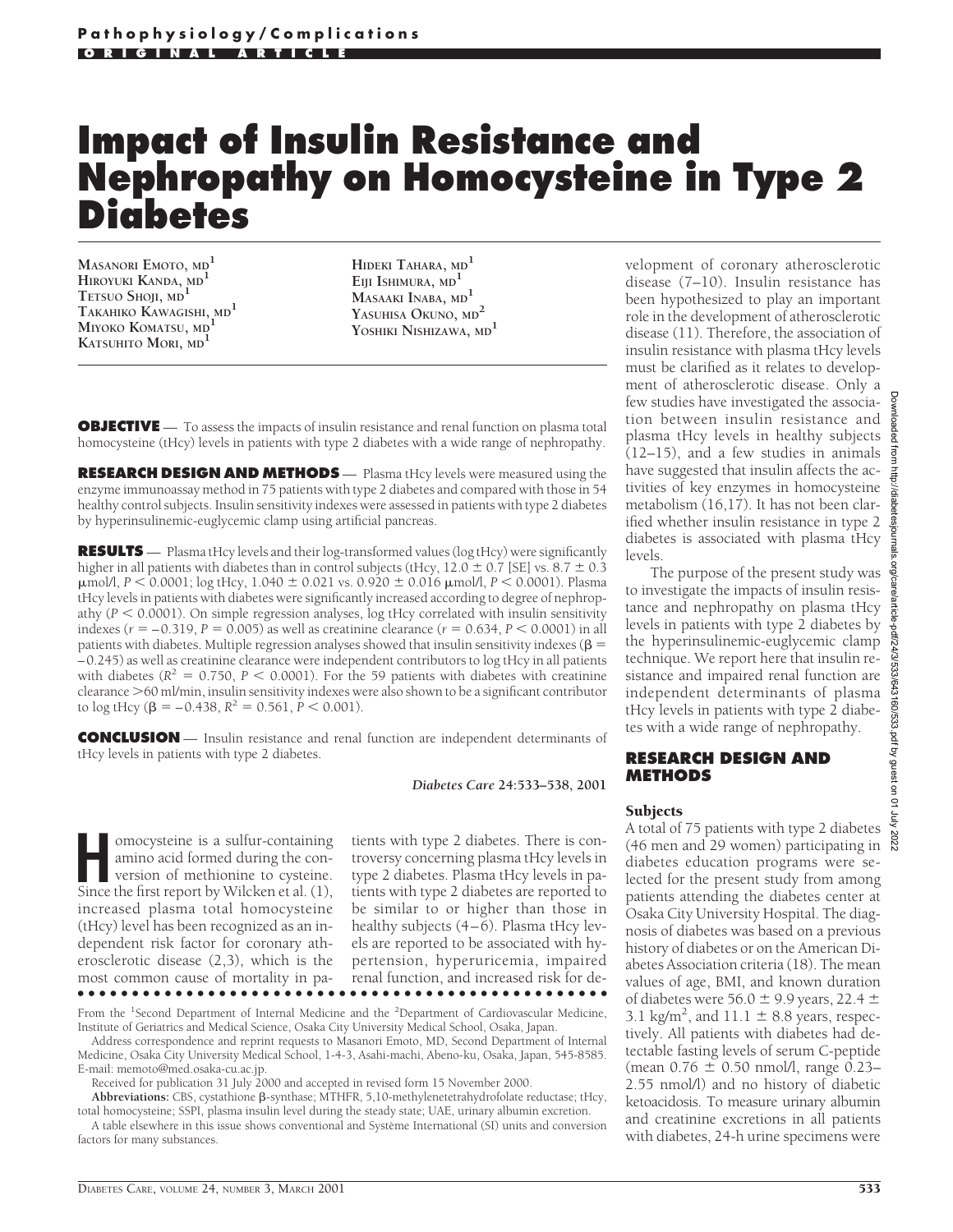Pathophysiology/Complications

ORIGINAL ARTICLE

# Impact of Insulin Resistance and Nephropathy on Homocysteine in Type 2 Diabetes

MASANORI EMOTO, MD[1]
HIROYUKI KANDA, MD[1]
TETSUO SHOJI, MD[1]
TAKAHIKO KAWAGISHI, MD[1]
MIYOKO KOMATSU, MD[1]
KATSUHITO MORI, MD[1]
HIDEKI TAHARA, MD[1]
EIJI ISHIMURA, MD[1]
MASAAKI INABA, MD[1]
YASUHISA OKUNO, MD[2]
YOSHIKI NISHIZAWA, MD[1]

**OBJECTIVE** — To assess the impacts of insulin resistance and renal function on plasma total homocysteine (tHcy) levels in patients with type 2 diabetes with a wide range of nephropathy.

**RESEARCH DESIGN AND METHODS** — Plasma tHcy levels were measured using the enzyme immunoassay method in 75 patients with type 2 diabetes and compared with those in 54 healthy control subjects. Insulin sensitivity indexes were assessed in patients with type 2 diabetes by hyperinsulinemic-euglycemic clamp using artificial pancreas.

**RESULTS** — Plasma tHcy levels and their log-transformed values (log tHcy) were significantly higher in all patients with diabetes than in control subjects (tHcy, 12.0 ± 0.7 [SE] vs. 8.7 ± 0.3 μmol/l, $P < 0.0001$; log tHcy, 1.040 ± 0.021 vs. 0.920 ± 0.016 μmol/l, $P < 0.0001$). Plasma tHcy levels in patients with diabetes were significantly increased according to degree of nephropathy ($P < 0.0001$). On simple regression analyses, log tHcy correlated with insulin sensitivity indexes ($r = -0.319$, $P = 0.005$) as well as creatinine clearance ($r = 0.634$, $P < 0.0001$) in all patients with diabetes. Multiple regression analyses showed that insulin sensitivity indexes ($\beta = -0.245$) as well as creatinine clearance were independent contributors to log tHcy in all patients with diabetes ($R^2 = 0.750$, $P < 0.0001$). For the 59 patients with diabetes with creatinine clearance >60 ml/min, insulin sensitivity indexes were also shown to be a significant contributor to log tHcy ($\beta = -0.438$, $R^2 = 0.561$, $P < 0.001$).

**CONCLUSION** — Insulin resistance and renal function are independent determinants of tHcy levels in patients with type 2 diabetes.

*Diabetes Care* **24:**533–538, 2001

Homocysteine is a sulfur-containing amino acid formed during the conversion of methionine to cysteine. Since the first report by Wilcken et al. (1), increased plasma total homocysteine (tHcy) level has been recognized as an independent risk factor for coronary atherosclerotic disease (2,3), which is the most common cause of mortality in patients with type 2 diabetes. There is controversy concerning plasma tHcy levels in type 2 diabetes. Plasma tHcy levels in patients with type 2 diabetes are reported to be similar to or higher than those in healthy subjects (4–6). Plasma tHcy levels are reported to be associated with hypertension, hyperuricemia, impaired renal function, and increased risk for development of coronary atherosclerotic disease (7–10). Insulin resistance has been hypothesized to play an important role in the development of atherosclerotic disease (11). Therefore, the association of insulin resistance with plasma tHcy levels must be clarified as it relates to development of atherosclerotic disease. Only a few studies have investigated the association between insulin resistance and plasma tHcy levels in healthy subjects (12–15), and a few studies in animals have suggested that insulin affects the activities of key enzymes in homocysteine metabolism (16,17). It has not been clarified whether insulin resistance in type 2 diabetes is associated with plasma tHcy levels.

The purpose of the present study was to investigate the impacts of insulin resistance and nephropathy on plasma tHcy levels in patients with type 2 diabetes by the hyperinsulinemic-euglycemic clamp technique. We report here that insulin resistance and impaired renal function are independent determinants of plasma tHcy levels in patients with type 2 diabetes with a wide range of nephropathy.

## RESEARCH DESIGN AND METHODS

### Subjects

A total of 75 patients with type 2 diabetes (46 men and 29 women) participating in diabetes education programs were selected for the present study from among patients attending the diabetes center at Osaka City University Hospital. The diagnosis of diabetes was based on a previous history of diabetes or on the American Diabetes Association criteria (18). The mean values of age, BMI, and known duration of diabetes were 56.0 ± 9.9 years, 22.4 ± 3.1 kg/m$^2$, and 11.1 ± 8.8 years, respectively. All patients with diabetes had detectable fasting levels of serum C-peptide (mean 0.76 ± 0.50 nmol/l, range 0.23–2.55 nmol/l) and no history of diabetic ketoacidosis. To measure urinary albumin and creatinine excretions in all patients with diabetes, 24-h urine specimens were

From the [1]Second Department of Internal Medicine and the [2]Department of Cardiovascular Medicine, Institute of Geriatrics and Medical Science, Osaka City University Medical School, Osaka, Japan.

Address correspondence and reprint requests to Masanori Emoto, MD, Second Department of Internal Medicine, Osaka City University Medical School, 1-4-3, Asahi-machi, Abeno-ku, Osaka, Japan, 545-8585. E-mail: memoto@med.osaka-cu.ac.jp.

Received for publication 31 July 2000 and accepted in revised form 15 November 2000.

**Abbreviations:** CBS, cystathione β-synthase; MTHFR, 5,10-methylenetetrahydrofolate reductase; tHcy, total homocysteine; SSPI, plasma insulin level during the steady state; UAE, urinary albumin excretion.

A table elsewhere in this issue shows conventional and Système International (SI) units and conversion factors for many substances.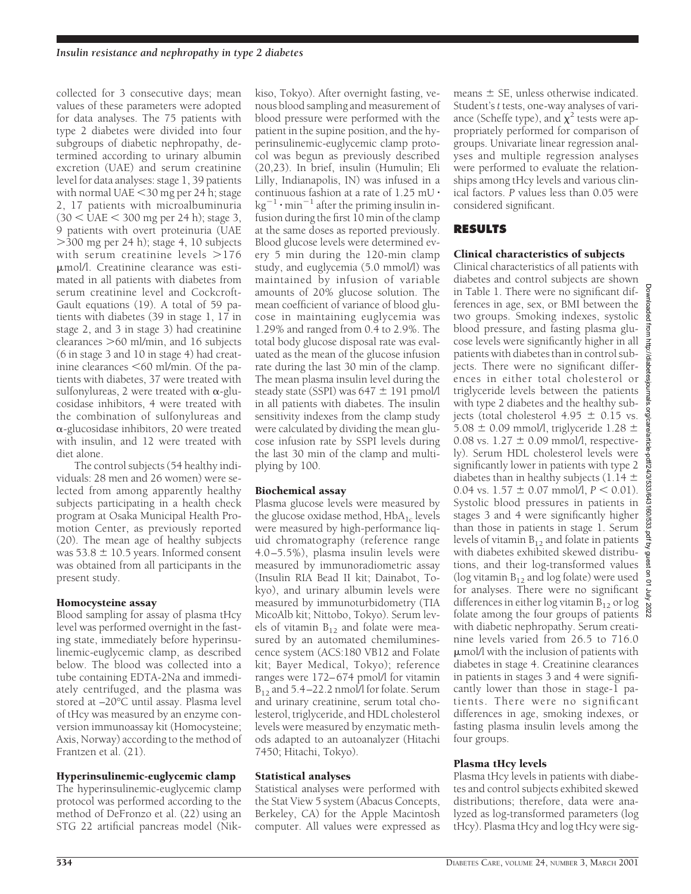collected for 3 consecutive days; mean values of these parameters were adopted for data analyses. The 75 patients with type 2 diabetes were divided into four subgroups of diabetic nephropathy, determined according to urinary albumin excretion (UAE) and serum creatinine level for data analyses: stage 1, 39 patients with normal UAE <30 mg per 24 h; stage 2, 17 patients with microalbuminuria (30 < UAE < 300 mg per 24 h); stage 3, 9 patients with overt proteinuria (UAE >300 mg per 24 h); stage 4, 10 subjects with serum creatinine levels >176 μmol/l. Creatinine clearance was estimated in all patients with diabetes from serum creatinine level and Cockcroft-Gault equations (19). A total of 59 patients with diabetes (39 in stage 1, 17 in stage 2, and 3 in stage 3) had creatinine clearances >60 ml/min, and 16 subjects (6 in stage 3 and 10 in stage 4) had creatinine clearances <60 ml/min. Of the patients with diabetes, 37 were treated with sulfonylureas, 2 were treated with α-glucosidase inhibitors, 4 were treated with the combination of sulfonylureas and α-glucosidase inhibitors, 20 were treated with insulin, and 12 were treated with diet alone.

The control subjects (54 healthy individuals: 28 men and 26 women) were selected from among apparently healthy subjects participating in a health check program at Osaka Municipal Health Promotion Center, as previously reported (20). The mean age of healthy subjects was 53.8 ± 10.5 years. Informed consent was obtained from all participants in the present study.

### Homocysteine assay

Blood sampling for assay of plasma tHcy level was performed overnight in the fasting state, immediately before hyperinsulinemic-euglycemic clamp, as described below. The blood was collected into a tube containing EDTA-2Na and immediately centrifuged, and the plasma was stored at –20°C until assay. Plasma level of tHcy was measured by an enzyme conversion immunoassay kit (Homocysteine; Axis, Norway) according to the method of Frantzen et al. (21).

### Hyperinsulinemic-euglycemic clamp

The hyperinsulinemic-euglycemic clamp protocol was performed according to the method of DeFronzo et al. (22) using an STG 22 artificial pancreas model (Nikkiso, Tokyo). After overnight fasting, venous blood sampling and measurement of blood pressure were performed with the patient in the supine position, and the hyperinsulinemic-euglycemic clamp protocol was begun as previously described (20,23). In brief, insulin (Humulin; Eli Lilly, Indianapolis, IN) was infused in a continuous fashion at a rate of 1.25 mU $\cdot$ $kg^{-1} \cdot min^{-1}$ after the priming insulin infusion during the first 10 min of the clamp at the same doses as reported previously. Blood glucose levels were determined every 5 min during the 120-min clamp study, and euglycemia (5.0 mmol/l) was maintained by infusion of variable amounts of 20% glucose solution. The mean coefficient of variance of blood glucose in maintaining euglycemia was 1.29% and ranged from 0.4 to 2.9%. The total body glucose disposal rate was evaluated as the mean of the glucose infusion rate during the last 30 min of the clamp. The mean plasma insulin level during the steady state (SSPI) was 647 ± 191 pmol/l in all patients with diabetes. The insulin sensitivity indexes from the clamp study were calculated by dividing the mean glucose infusion rate by SSPI levels during the last 30 min of the clamp and multiplying by 100.

### Biochemical assay

Plasma glucose levels were measured by the glucose oxidase method, $HbA_{1c}$ levels were measured by high-performance liquid chromatography (reference range 4.0–5.5%), plasma insulin levels were measured by immunoradiometric assay (Insulin RIA Bead II kit; Dainabot, Tokyo), and urinary albumin levels were measured by immunoturbidometry (TIA MicoAlb kit; Nittobo, Tokyo). Serum levels of vitamin $B_{12}$ and folate were measured by an automated chemiluminescence system (ACS:180 VB12 and Folate kit; Bayer Medical, Tokyo); reference ranges were 172–674 pmol/l for vitamin $B_{12}$ and 5.4–22.2 nmol/l for folate. Serum and urinary creatinine, serum total cholesterol, triglyceride, and HDL cholesterol levels were measured by enzymatic methods adapted to an autoanalyzer (Hitachi 7450; Hitachi, Tokyo).

### Statistical analyses

Statistical analyses were performed with the Stat View 5 system (Abacus Concepts, Berkeley, CA) for the Apple Macintosh computer. All values were expressed as means ± SE, unless otherwise indicated. Student's *t* tests, one-way analyses of variance (Scheffe type), and $\chi^2$ tests were appropriately performed for comparison of groups. Univariate linear regression analyses and multiple regression analyses were performed to evaluate the relationships among tHcy levels and various clinical factors. *P* values less than 0.05 were considered significant.

## RESULTS

### Clinical characteristics of subjects

Clinical characteristics of all patients with diabetes and control subjects are shown in Table 1. There were no significant differences in age, sex, or BMI between the two groups. Smoking indexes, systolic blood pressure, and fasting plasma glucose levels were significantly higher in all patients with diabetes than in control subjects. There were no significant differences in either total cholesterol or triglyceride levels between the patients with type 2 diabetes and the healthy subjects (total cholesterol 4.95 ± 0.15 vs. 5.08 ± 0.09 mmol/l, triglyceride 1.28 ± 0.08 vs. 1.27 ± 0.09 mmol/l, respectively). Serum HDL cholesterol levels were significantly lower in patients with type 2 diabetes than in healthy subjects (1.14 ± 0.04 vs. 1.57 ± 0.07 mmol/l, $P < 0.01$). Systolic blood pressures in patients in stages 3 and 4 were significantly higher than those in patients in stage 1. Serum levels of vitamin $B_{12}$ and folate in patients with diabetes exhibited skewed distributions, and their log-transformed values (log vitamin $B_{12}$ and log folate) were used for analyses. There were no significant differences in either log vitamin $B_{12}$ or log folate among the four groups of patients with diabetic nephropathy. Serum creatinine levels varied from 26.5 to 716.0 μmol/l with the inclusion of patients with diabetes in stage 4. Creatinine clearances in patients in stages 3 and 4 were significantly lower than those in stage-1 patients. There were no significant differences in age, smoking indexes, or fasting plasma insulin levels among the four groups.

### Plasma tHcy levels

Plasma tHcy levels in patients with diabetes and control subjects exhibited skewed distributions; therefore, data were analyzed as log-transformed parameters (log tHcy). Plasma tHcy and log tHcy were sig-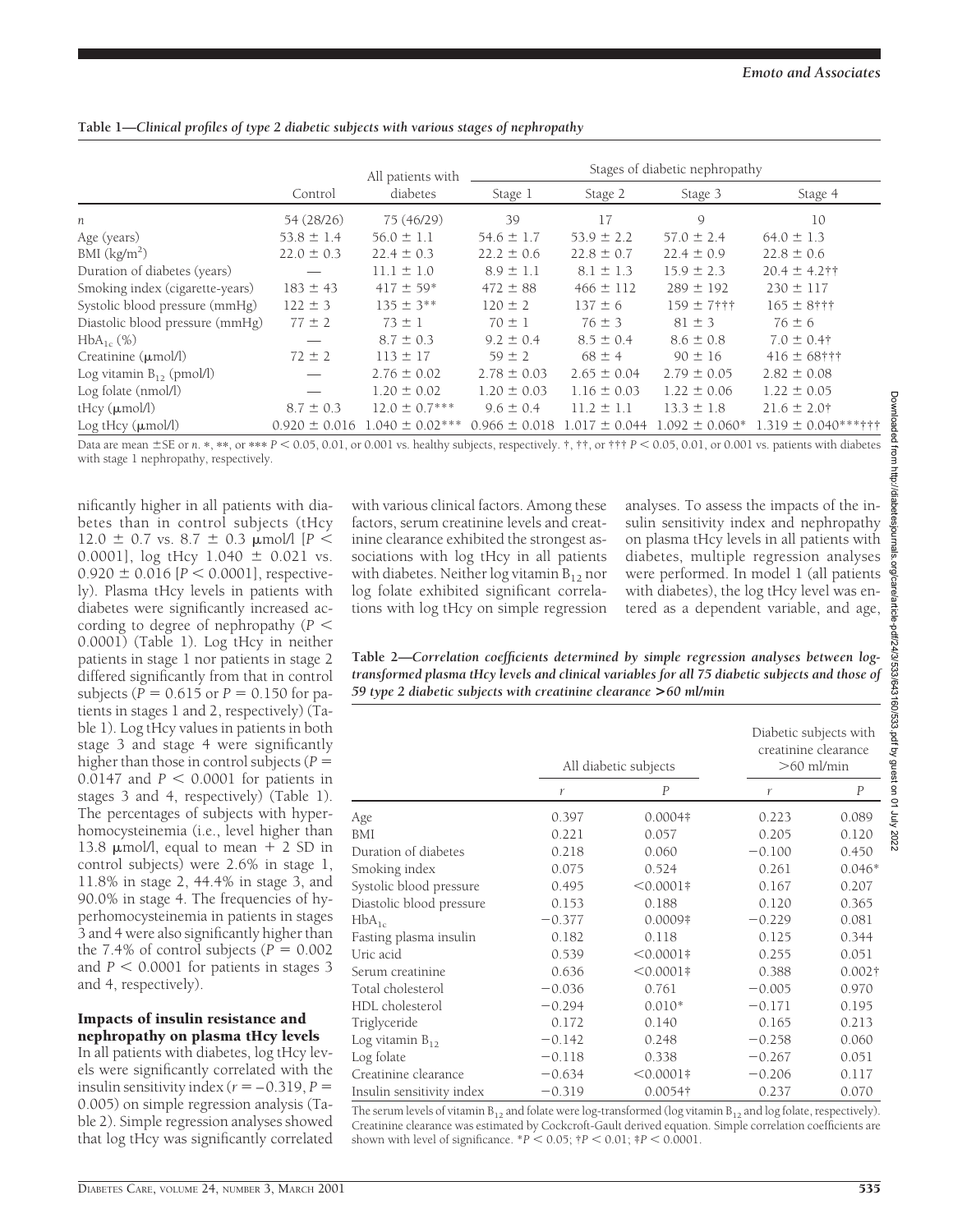**Table 1—Clinical profiles of type 2 diabetic subjects with various stages of nephropathy**

| | Control | All patients with diabetes | Stages of diabetic nephropathy | | | |
|---|---|---|---|---|---|---|
| | | | Stage 1 | Stage 2 | Stage 3 | Stage 4 |
| $n$ | 54 (28/26) | 75 (46/29) | 39 | 17 | 9 | 10 |
| Age (years) | 53.8 ± 1.4 | 56.0 ± 1.1 | 54.6 ± 1.7 | 53.9 ± 2.2 | 57.0 ± 2.4 | 64.0 ± 1.3 |
| BMI (kg/m$^2$) | 22.0 ± 0.3 | 22.4 ± 0.3 | 22.2 ± 0.6 | 22.8 ± 0.7 | 22.4 ± 0.9 | 22.8 ± 0.6 |
| Duration of diabetes (years) | — | 11.1 ± 1.0 | 8.9 ± 1.1 | 8.1 ± 1.3 | 15.9 ± 2.3 | 20.4 ± 4.2†† |
| Smoking index (cigarette-years) | 183 ± 43 | 417 ± 59* | 472 ± 88 | 466 ± 112 | 289 ± 192 | 230 ± 117 |
| Systolic blood pressure (mmHg) | 122 ± 3 | 135 ± 3** | 120 ± 2 | 137 ± 6 | 159 ± 7††† | 165 ± 8††† |
| Diastolic blood pressure (mmHg) | 77 ± 2 | 73 ± 1 | 70 ± 1 | 76 ± 3 | 81 ± 3 | 76 ± 6 |
| $HbA_{1c}$ (%) | — | 8.7 ± 0.3 | 9.2 ± 0.4 | 8.5 ± 0.4 | 8.6 ± 0.8 | 7.0 ± 0.4† |
| Creatinine (μmol/l) | 72 ± 2 | 113 ± 17 | 59 ± 2 | 68 ± 4 | 90 ± 16 | 416 ± 68††† |
| Log vitamin $B_{12}$ (pmol/l) | — | 2.76 ± 0.02 | 2.78 ± 0.03 | 2.65 ± 0.04 | 2.79 ± 0.05 | 2.82 ± 0.08 |
| Log folate (nmol/l) | — | 1.20 ± 0.02 | 1.20 ± 0.03 | 1.16 ± 0.03 | 1.22 ± 0.06 | 1.22 ± 0.05 |
| tHcy (μmol/l) | 8.7 ± 0.3 | 12.0 ± 0.7*** | 9.6 ± 0.4 | 11.2 ± 1.1 | 13.3 ± 1.8 | 21.6 ± 2.0† |
| Log tHcy (μmol/l) | 0.920 ± 0.016 | 1.040 ± 0.02*** | 0.966 ± 0.018 | 1.017 ± 0.044 | 1.092 ± 0.060* | 1.319 ± 0.040***††† |

Data are mean ±SE or $n$. *, **, or *** $P < 0.05$, 0.01, or 0.001 vs. healthy subjects, respectively. †, ††, or ††† $P < 0.05$, 0.01, or 0.001 vs. patients with diabetes with stage 1 nephropathy, respectively.

nificantly higher in all patients with diabetes than in control subjects (tHcy 12.0 ± 0.7 vs. 8.7 ± 0.3 μmol/l [$P < 0.0001$], log tHcy 1.040 ± 0.021 vs. 0.920 ± 0.016 [$P < 0.0001$], respectively). Plasma tHcy levels in patients with diabetes were significantly increased according to degree of nephropathy ($P < 0.0001$) (Table 1). Log tHcy in neither patients in stage 1 nor patients in stage 2 differed significantly from that in control subjects ($P = 0.615$ or $P = 0.150$ for patients in stages 1 and 2, respectively) (Table 1). Log tHcy values in patients in both stage 3 and stage 4 were significantly higher than those in control subjects ($P = 0.0147$ and $P < 0.0001$ for patients in stages 3 and 4, respectively) (Table 1). The percentages of subjects with hyperhomocysteinemia (i.e., level higher than 13.8 μmol/l, equal to mean + 2 SD in control subjects) were 2.6% in stage 1, 11.8% in stage 2, 44.4% in stage 3, and 90.0% in stage 4. The frequencies of hyperhomocysteinemia in patients in stages 3 and 4 were also significantly higher than the 7.4% of control subjects ($P = 0.002$ and $P < 0.0001$ for patients in stages 3 and 4, respectively).

## Impacts of insulin resistance and nephropathy on plasma tHcy levels

In all patients with diabetes, log tHcy levels were significantly correlated with the insulin sensitivity index ($r = -0.319$, $P = 0.005$) on simple regression analysis (Table 2). Simple regression analyses showed that log tHcy was significantly correlated with various clinical factors. Among these factors, serum creatinine levels and creatinine clearance exhibited the strongest associations with log tHcy in all patients with diabetes. Neither log vitamin $B_{12}$ nor log folate exhibited significant correlations with log tHcy on simple regression analyses. To assess the impacts of the insulin sensitivity index and nephropathy on plasma tHcy levels in all patients with diabetes, multiple regression analyses were performed. In model 1 (all patients with diabetes), the log tHcy level was entered as a dependent variable, and age,

**Table 2—Correlation coefficients determined by simple regression analyses between log-transformed plasma tHcy levels and clinical variables for all 75 diabetic subjects and those of 59 type 2 diabetic subjects with creatinine clearance >60 ml/min**

| | All diabetic subjects | | Diabetic subjects with creatinine clearance >60 ml/min | |
|---|---|---|---|---|
| | $r$ | $P$ | $r$ | $P$ |
| Age | 0.397 | 0.0004‡ | 0.223 | 0.089 |
| BMI | 0.221 | 0.057 | 0.205 | 0.120 |
| Duration of diabetes | 0.218 | 0.060 | −0.100 | 0.450 |
| Smoking index | 0.075 | 0.524 | 0.261 | 0.046* |
| Systolic blood pressure | 0.495 | <0.0001‡ | 0.167 | 0.207 |
| Diastolic blood pressure | 0.153 | 0.188 | 0.120 | 0.365 |
| $HbA_{1c}$ | −0.377 | 0.0009‡ | −0.229 | 0.081 |
| Fasting plasma insulin | 0.182 | 0.118 | 0.125 | 0.344 |
| Uric acid | 0.539 | <0.0001‡ | 0.255 | 0.051 |
| Serum creatinine | 0.636 | <0.0001‡ | 0.388 | 0.002† |
| Total cholesterol | −0.036 | 0.761 | −0.005 | 0.970 |
| HDL cholesterol | −0.294 | 0.010* | −0.171 | 0.195 |
| Triglyceride | 0.172 | 0.140 | 0.165 | 0.213 |
| Log vitamin $B_{12}$ | −0.142 | 0.248 | −0.258 | 0.060 |
| Log folate | −0.118 | 0.338 | −0.267 | 0.051 |
| Creatinine clearance | −0.634 | <0.0001‡ | −0.206 | 0.117 |
| Insulin sensitivity index | −0.319 | 0.0054† | 0.237 | 0.070 |

The serum levels of vitamin $B_{12}$ and folate were log-transformed (log vitamin $B_{12}$ and log folate, respectively). Creatinine clearance was estimated by Cockcroft-Gault derived equation. Simple correlation coefficients are shown with level of significance. *$P < 0.05$; †$P < 0.01$; ‡$P < 0.0001$.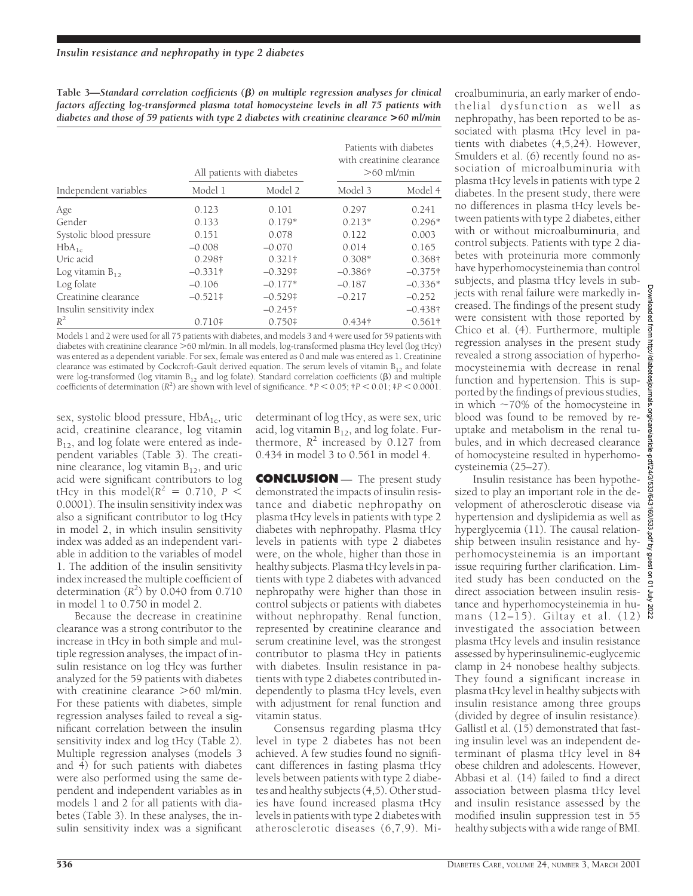**Table 3—Standard correlation coefficients (β) on multiple regression analyses for clinical factors affecting log-transformed plasma total homocysteine levels in all 75 patients with diabetes and those of 59 patients with type 2 diabetes with creatinine clearance >60 ml/min**

| Independent variables | All patients with diabetes | | Patients with diabetes with creatinine clearance >60 ml/min | |
|---|---|---|---|---|
| | Model 1 | Model 2 | Model 3 | Model 4 |
| Age | 0.123 | 0.101 | 0.297 | 0.241 |
| Gender | 0.133 | 0.179* | 0.213* | 0.296* |
| Systolic blood pressure | 0.151 | 0.078 | 0.122 | 0.003 |
| $HbA_{1c}$ | −0.008 | −0.070 | 0.014 | 0.165 |
| Uric acid | 0.298† | 0.321† | 0.308* | 0.368† |
| Log vitamin $B_{12}$ | −0.331† | −0.329‡ | −0.386† | −0.375† |
| Log folate | −0.106 | −0.177* | −0.187 | −0.336* |
| Creatinine clearance | −0.521‡ | −0.529‡ | −0.217 | −0.252 |
| Insulin sensitivity index | | −0.245† | | −0.438† |
| $R^2$ | 0.710‡ | 0.750‡ | 0.434† | 0.561† |

Models 1 and 2 were used for all 75 patients with diabetes, and models 3 and 4 were used for 59 patients with diabetes with creatinine clearance >60 ml/min. In all models, log-transformed plasma tHcy level (log tHcy) was entered as a dependent variable. For sex, female was entered as 0 and male was entered as 1. Creatinine clearance was estimated by Cockcroft-Gault derived equation. The serum levels of vitamin $B_{12}$ and folate were log-transformed (log vitamin $B_{12}$ and log folate). Standard correlation coefficients (β) and multiple coefficients of determination ($R^2$) are shown with level of significance. *$P < 0.05$; †$P < 0.01$; ‡$P < 0.0001$.

sex, systolic blood pressure, $HbA_{1c}$, uric acid, creatinine clearance, log vitamin $B_{12}$, and log folate were entered as independent variables (Table 3). The creatinine clearance, log vitamin $B_{12}$, and uric acid were significant contributors to log tHcy in this model($R^2 = 0.710$, $P < 0.0001$). The insulin sensitivity index was also a significant contributor to log tHcy in model 2, in which insulin sensitivity index was added as an independent variable in addition to the variables of model 1. The addition of the insulin sensitivity index increased the multiple coefficient of determination ($R^2$) by 0.040 from 0.710 in model 1 to 0.750 in model 2.

Because the decrease in creatinine clearance was a strong contributor to the increase in tHcy in both simple and multiple regression analyses, the impact of insulin resistance on log tHcy was further analyzed for the 59 patients with diabetes with creatinine clearance >60 ml/min. For these patients with diabetes, simple regression analyses failed to reveal a significant correlation between the insulin sensitivity index and log tHcy (Table 2). Multiple regression analyses (models 3 and 4) for such patients with diabetes were also performed using the same dependent and independent variables as in models 1 and 2 for all patients with diabetes (Table 3). In these analyses, the insulin sensitivity index was a significant determinant of log tHcy, as were sex, uric acid, log vitamin $B_{12}$, and log folate. Furthermore, $R^2$ increased by 0.127 from 0.434 in model 3 to 0.561 in model 4.

## CONCLUSION

The present study demonstrated the impacts of insulin resistance and diabetic nephropathy on plasma tHcy levels in patients with type 2 diabetes with nephropathy. Plasma tHcy levels in patients with type 2 diabetes were, on the whole, higher than those in healthy subjects. Plasma tHcy levels in patients with type 2 diabetes with advanced nephropathy were higher than those in control subjects or patients with diabetes without nephropathy. Renal function, represented by creatinine clearance and serum creatinine level, was the strongest contributor to plasma tHcy in patients with diabetes. Insulin resistance in patients with type 2 diabetes contributed independently to plasma tHcy levels, even with adjustment for renal function and vitamin status.

Consensus regarding plasma tHcy level in type 2 diabetes has not been achieved. A few studies found no significant differences in fasting plasma tHcy levels between patients with type 2 diabetes and healthy subjects (4,5). Other studies have found increased plasma tHcy levels in patients with type 2 diabetes with atherosclerotic diseases (6,7,9). Microalbuminuria, an early marker of endothelial dysfunction as well as nephropathy, has been reported to be associated with plasma tHcy level in patients with diabetes (4,5,24). However, Smulders et al. (6) recently found no association of microalbuminuria with plasma tHcy levels in patients with type 2 diabetes. In the present study, there were no differences in plasma tHcy levels between patients with type 2 diabetes, either with or without microalbuminuria, and control subjects. Patients with type 2 diabetes with proteinuria more commonly have hyperhomocysteinemia than control subjects, and plasma tHcy levels in subjects with renal failure were markedly increased. The findings of the present study were consistent with those reported by Chico et al. (4). Furthermore, multiple regression analyses in the present study revealed a strong association of hyperhomocysteinemia with decrease in renal function and hypertension. This is supported by the findings of previous studies, in which ~70% of the homocysteine in blood was found to be removed by reuptake and metabolism in the renal tubules, and in which decreased clearance of homocysteine resulted in hyperhomocysteinemia (25–27).

Insulin resistance has been hypothesized to play an important role in the development of atherosclerotic disease via hypertension and dyslipidemia as well as hyperglycemia (11). The causal relationship between insulin resistance and hyperhomocysteinemia is an important issue requiring further clarification. Limited study has been conducted on the direct association between insulin resistance and hyperhomocysteinemia in humans (12–15). Giltay et al. (12) investigated the association between plasma tHcy levels and insulin resistance assessed by hyperinsulinemic-euglycemic clamp in 24 nonobese healthy subjects. They found a significant increase in plasma tHcy level in healthy subjects with insulin resistance among three groups (divided by degree of insulin resistance). Gallistl et al. (15) demonstrated that fasting insulin level was an independent determinant of plasma tHcy level in 84 obese children and adolescents. However, Abbasi et al. (14) failed to find a direct association between plasma tHcy level and insulin resistance assessed by the modified insulin suppression test in 55 healthy subjects with a wide range of BMI.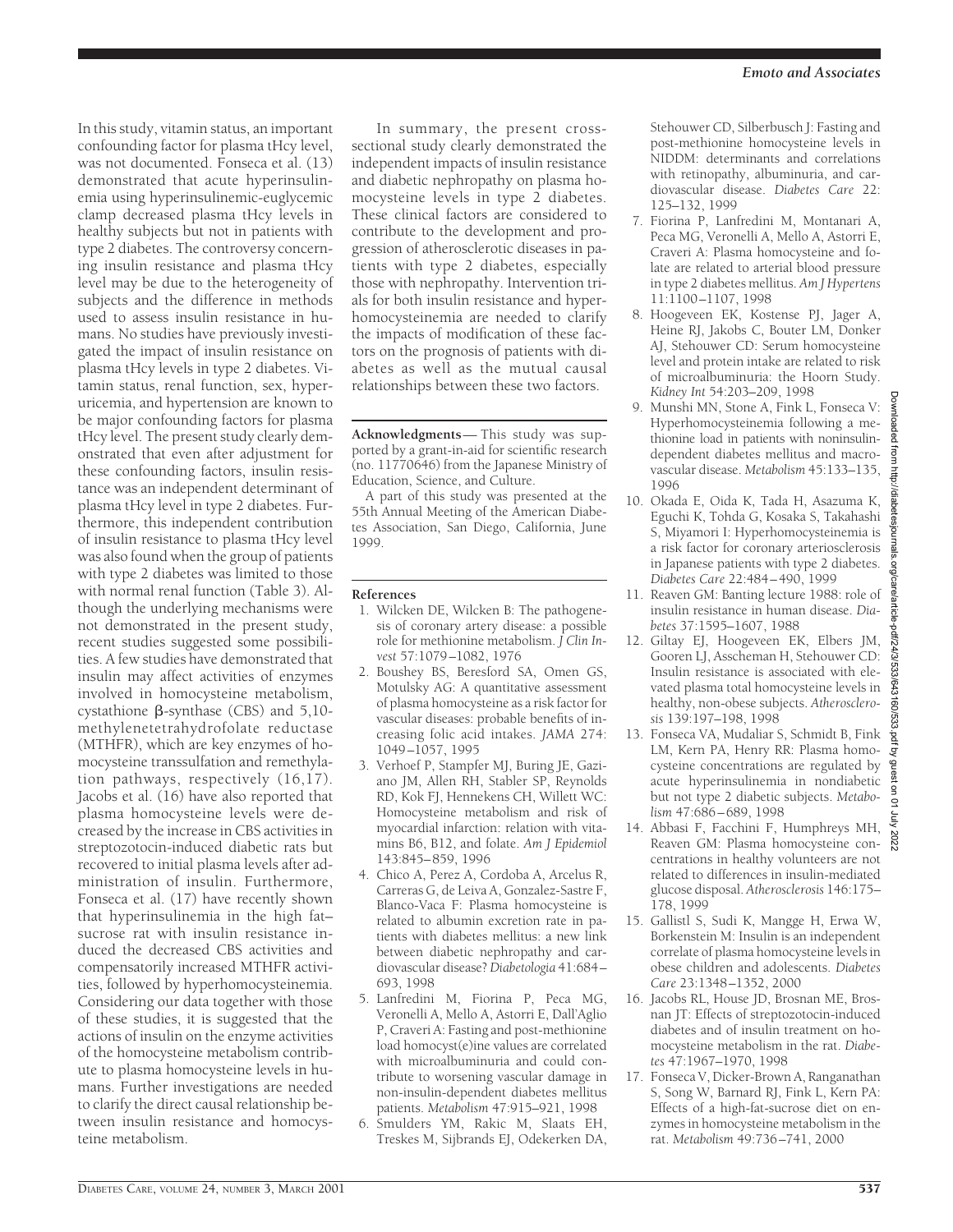In this study, vitamin status, an important confounding factor for plasma tHcy level, was not documented. Fonseca et al. (13) demonstrated that acute hyperinsulinemia using hyperinsulinemic-euglycemic clamp decreased plasma tHcy levels in healthy subjects but not in patients with type 2 diabetes. The controversy concerning insulin resistance and plasma tHcy level may be due to the heterogeneity of subjects and the difference in methods used to assess insulin resistance in humans. No studies have previously investigated the impact of insulin resistance on plasma tHcy levels in type 2 diabetes. Vitamin status, renal function, sex, hyperuricemia, and hypertension are known to be major confounding factors for plasma tHcy level. The present study clearly demonstrated that even after adjustment for these confounding factors, insulin resistance was an independent determinant of plasma tHcy level in type 2 diabetes. Furthermore, this independent contribution of insulin resistance to plasma tHcy level was also found when the group of patients with type 2 diabetes was limited to those with normal renal function (Table 3). Although the underlying mechanisms were not demonstrated in the present study, recent studies suggested some possibilities. A few studies have demonstrated that insulin may affect activities of enzymes involved in homocysteine metabolism, cystathione β-synthase (CBS) and 5,10-methylenetetrahydrofolate reductase (MTHFR), which are key enzymes of homocysteine transsulfation and remethylation pathways, respectively (16,17). Jacobs et al. (16) have also reported that plasma homocysteine levels were decreased by the increase in CBS activities in streptozotocin-induced diabetic rats but recovered to initial plasma levels after administration of insulin. Furthermore, Fonseca et al. (17) have recently shown that hyperinsulinemia in the high fat–sucrose rat with insulin resistance induced the decreased CBS activities and compensatorily increased MTHFR activities, followed by hyperhomocysteinemia. Considering our data together with those of these studies, it is suggested that the actions of insulin on the enzyme activities of the homocysteine metabolism contribute to plasma homocysteine levels in humans. Further investigations are needed to clarify the direct causal relationship between insulin resistance and homocysteine metabolism.

In summary, the present cross-sectional study clearly demonstrated the independent impacts of insulin resistance and diabetic nephropathy on plasma homocysteine levels in type 2 diabetes. These clinical factors are considered to contribute to the development and progression of atherosclerotic diseases in patients with type 2 diabetes, especially those with nephropathy. Intervention trials for both insulin resistance and hyperhomocysteinemia are needed to clarify the impacts of modification of these factors on the prognosis of patients with diabetes as well as the mutual causal relationships between these two factors.

**Acknowledgments**— This study was supported by a grant-in-aid for scientific research (no. 11770646) from the Japanese Ministry of Education, Science, and Culture.

A part of this study was presented at the 55th Annual Meeting of the American Diabetes Association, San Diego, California, June 1999.

## References

1. Wilcken DE, Wilcken B: The pathogenesis of coronary artery disease: a possible role for methionine metabolism. *J Clin Invest* 57:1079–1082, 1976
2. Boushey BS, Beresford SA, Omen GS, Motulsky AG: A quantitative assessment of plasma homocysteine as a risk factor for vascular diseases: probable benefits of increasing folic acid intakes. *JAMA* 274:1049–1057, 1995
3. Verhoef P, Stampfer MJ, Buring JE, Gaziano JM, Allen RH, Stabler SP, Reynolds RD, Kok FJ, Hennekens CH, Willett WC: Homocysteine metabolism and risk of myocardial infarction: relation with vitamins B6, B12, and folate. *Am J Epidemiol* 143:845–859, 1996
4. Chico A, Perez A, Cordoba A, Arcelus R, Carreras G, de Leiva A, Gonzalez-Sastre F, Blanco-Vaca F: Plasma homocysteine is related to albumin excretion rate in patients with diabetes mellitus: a new link between diabetic nephropathy and cardiovascular disease? *Diabetologia* 41:684–693, 1998
5. Lanfredini M, Fiorina P, Peca MG, Veronelli A, Mello A, Astorri E, Dall'Aglio P, Craveri A: Fasting and post-methionine load homocyst(e)ine values are correlated with microalbuminuria and could contribute to worsening vascular damage in non-insulin-dependent diabetes mellitus patients. *Metabolism* 47:915–921, 1998
6. Smulders YM, Rakic M, Slaats EH, Treskes M, Sijbrands EJ, Odekerken DA, Stehouwer CD, Silberbusch J: Fasting and post-methionine homocysteine levels in NIDDM: determinants and correlations with retinopathy, albuminuria, and cardiovascular disease. *Diabetes Care* 22:125–132, 1999
7. Fiorina P, Lanfredini M, Montanari A, Peca MG, Veronelli A, Mello A, Astorri E, Craveri A: Plasma homocysteine and folate are related to arterial blood pressure in type 2 diabetes mellitus. *Am J Hypertens* 11:1100–1107, 1998
8. Hoogeveen EK, Kostense PJ, Jager A, Heine RJ, Jakobs C, Bouter LM, Donker AJ, Stehouwer CD: Serum homocysteine level and protein intake are related to risk of microalbuminuria: the Hoorn Study. *Kidney Int* 54:203–209, 1998
9. Munshi MN, Stone A, Fink L, Fonseca V: Hyperhomocysteinemia following a methionine load in patients with noninsulin-dependent diabetes mellitus and macrovascular disease. *Metabolism* 45:133–135, 1996
10. Okada E, Oida K, Tada H, Asazuma K, Eguchi K, Tohda G, Kosaka S, Takahashi S, Miyamori I: Hyperhomocysteinemia is a risk factor for coronary arteriosclerosis in Japanese patients with type 2 diabetes. *Diabetes Care* 22:484–490, 1999
11. Reaven GM: Banting lecture 1988: role of insulin resistance in human disease. *Diabetes* 37:1595–1607, 1988
12. Giltay EJ, Hoogeveen EK, Elbers JM, Gooren LJ, Asscheman H, Stehouwer CD: Insulin resistance is associated with elevated plasma total homocysteine levels in healthy, non-obese subjects. *Atherosclerosis* 139:197–198, 1998
13. Fonseca VA, Mudaliar S, Schmidt B, Fink LM, Kern PA, Henry RR: Plasma homocysteine concentrations are regulated by acute hyperinsulinemia in nondiabetic but not type 2 diabetic subjects. *Metabolism* 47:686–689, 1998
14. Abbasi F, Facchini F, Humphreys MH, Reaven GM: Plasma homocysteine concentrations in healthy volunteers are not related to differences in insulin-mediated glucose disposal. *Atherosclerosis* 146:175–178, 1999
15. Gallistl S, Sudi K, Mangge H, Erwa W, Borkenstein M: Insulin is an independent correlate of plasma homocysteine levels in obese children and adolescents. *Diabetes Care* 23:1348–1352, 2000
16. Jacobs RL, House JD, Brosnan ME, Brosnan JT: Effects of streptozotocin-induced diabetes and of insulin treatment on homocysteine metabolism in the rat. *Diabetes* 47:1967–1970, 1998
17. Fonseca V, Dicker-Brown A, Ranganathan S, Song W, Barnard RJ, Fink L, Kern PA: Effects of a high-fat-sucrose diet on enzymes in homocysteine metabolism in the rat. *Metabolism* 49:736–741, 2000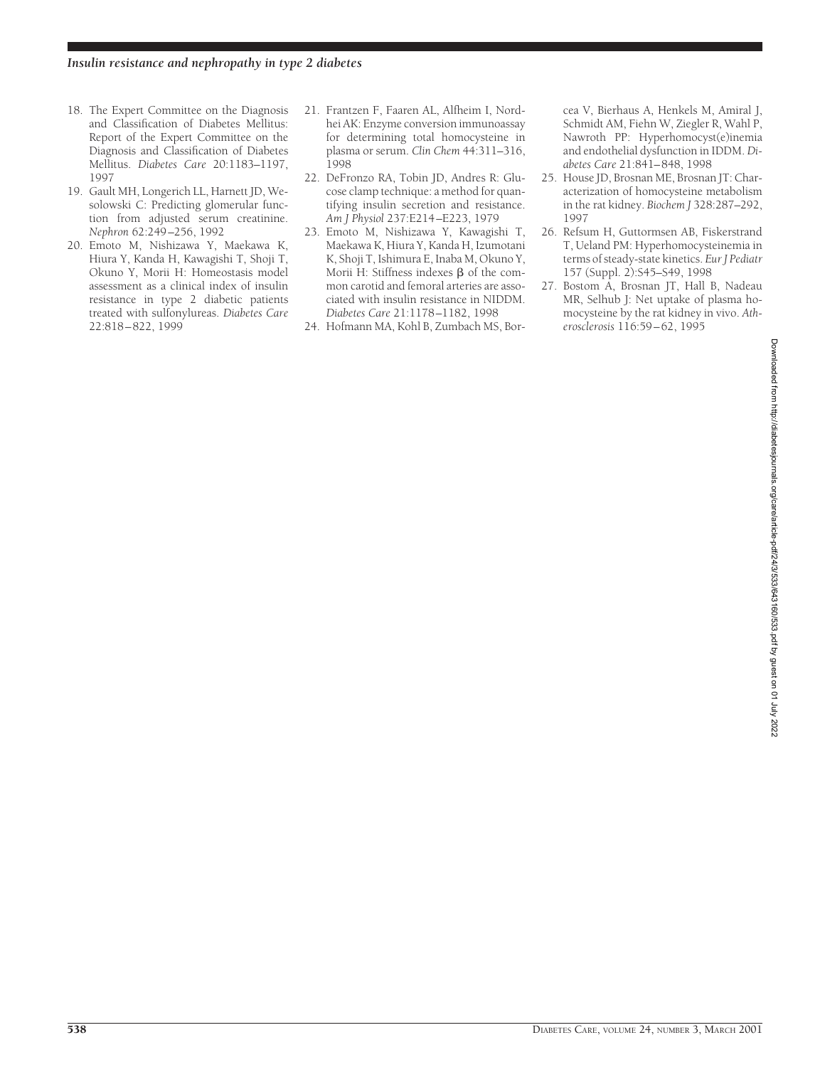18. The Expert Committee on the Diagnosis and Classification of Diabetes Mellitus: Report of the Expert Committee on the Diagnosis and Classification of Diabetes Mellitus. *Diabetes Care* 20:1183–1197, 1997
19. Gault MH, Longerich LL, Harnett JD, Wesolowski C: Predicting glomerular function from adjusted serum creatinine. *Nephron* 62:249–256, 1992
20. Emoto M, Nishizawa Y, Maekawa K, Hiura Y, Kanda H, Kawagishi T, Shoji T, Okuno Y, Morii H: Homeostasis model assessment as a clinical index of insulin resistance in type 2 diabetic patients treated with sulfonylureas. *Diabetes Care* 22:818–822, 1999
21. Frantzen F, Faaren AL, Alfheim I, Nordhei AK: Enzyme conversion immunoassay for determining total homocysteine in plasma or serum. *Clin Chem* 44:311–316, 1998
22. DeFronzo RA, Tobin JD, Andres R: Glucose clamp technique: a method for quantifying insulin secretion and resistance. *Am J Physiol* 237:E214–E223, 1979
23. Emoto M, Nishizawa Y, Kawagishi T, Maekawa K, Hiura Y, Kanda H, Izumotani K, Shoji T, Ishimura E, Inaba M, Okuno Y, Morii H: Stiffness indexes β of the common carotid and femoral arteries are associated with insulin resistance in NIDDM. *Diabetes Care* 21:1178–1182, 1998
24. Hofmann MA, Kohl B, Zumbach MS, Borcea V, Bierhaus A, Henkels M, Amiral J, Schmidt AM, Fiehn W, Ziegler R, Wahl P, Nawroth PP: Hyperhomocyst(e)inemia and endothelial dysfunction in IDDM. *Diabetes Care* 21:841–848, 1998
25. House JD, Brosnan ME, Brosnan JT: Characterization of homocysteine metabolism in the rat kidney. *Biochem J* 328:287–292, 1997
26. Refsum H, Guttormsen AB, Fiskerstrand T, Ueland PM: Hyperhomocysteinemia in terms of steady-state kinetics. *Eur J Pediatr* 157 (Suppl. 2):S45–S49, 1998
27. Bostom A, Brosnan JT, Hall B, Nadeau MR, Selhub J: Net uptake of plasma homocysteine by the rat kidney in vivo. *Atherosclerosis* 116:59–62, 1995